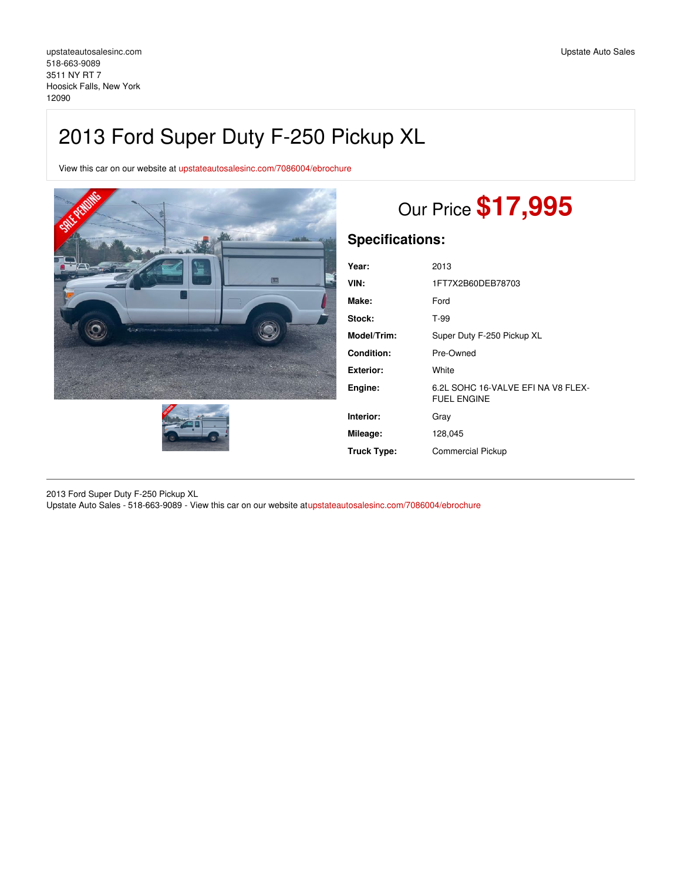upstateautosalesinc.com
518-663-9089
3511 NY RT 7
Hoosick Falls, New York
12090

Upstate Auto Sales

# 2013 Ford Super Duty F-250 Pickup XL

View this car on our website at upstateautosalesinc.com/7086004/ebrochure

Our Price **$17,995**

## Specifications:

| | |
|---|---|
| **Year:** | 2013 |
| **VIN:** | 1FT7X2B60DEB78703 |
| **Make:** | Ford |
| **Stock:** | T-99 |
| **Model/Trim:** | Super Duty F-250 Pickup XL |
| **Condition:** | Pre-Owned |
| **Exterior:** | White |
| **Engine:** | 6.2L SOHC 16-VALVE EFI NA V8 FLEX-FUEL ENGINE |
| **Interior:** | Gray |
| **Mileage:** | 128,045 |
| **Truck Type:** | Commercial Pickup |

2013 Ford Super Duty F-250 Pickup XL
Upstate Auto Sales - 518-663-9089 - View this car on our website at upstateautosalesinc.com/7086004/ebrochure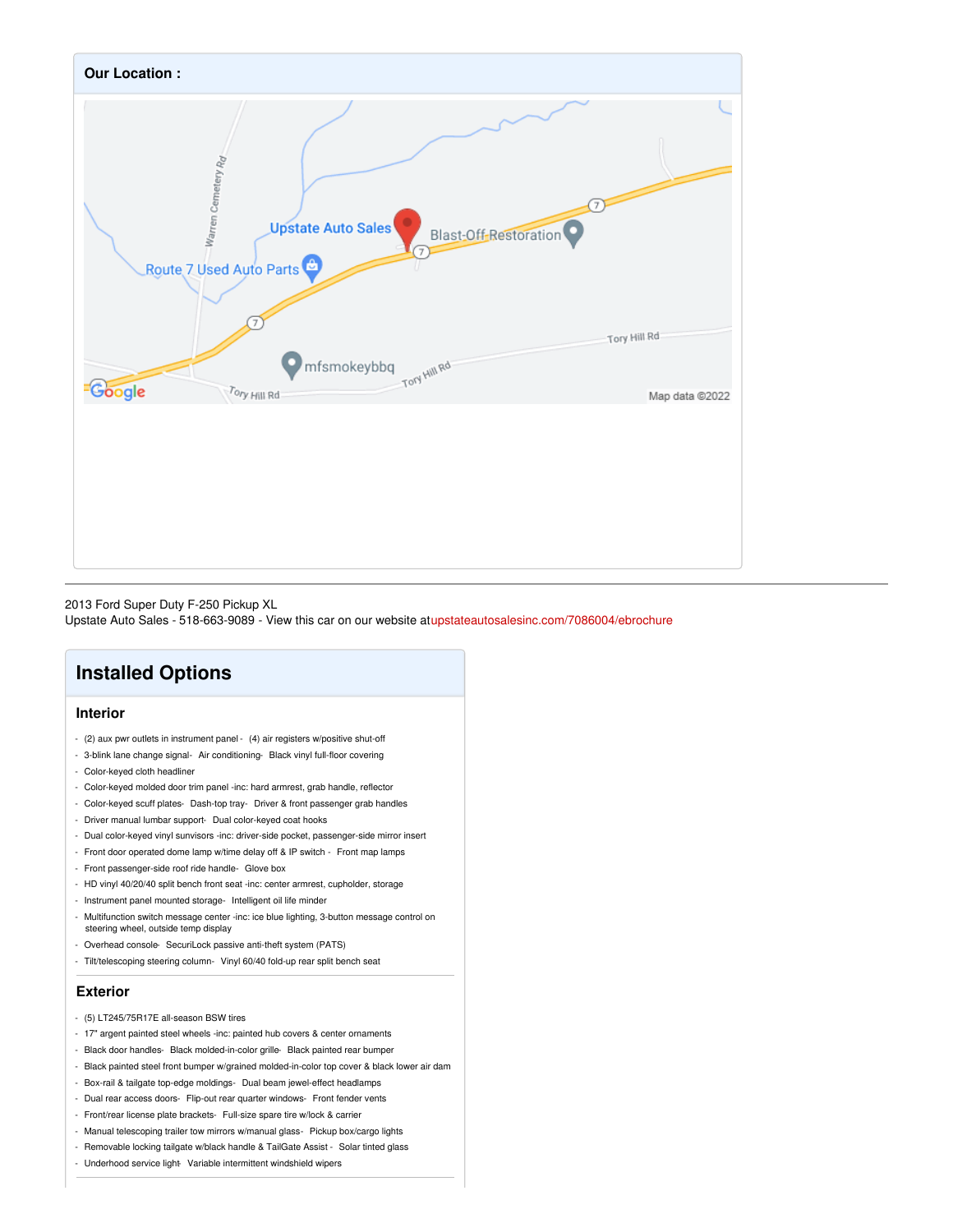**Our Location :**

2013 Ford Super Duty F-250 Pickup XL
Upstate Auto Sales - 518-663-9089 - View this car on our website at upstateautosalesinc.com/7086004/ebrochure

## Installed Options

### Interior

- (2) aux pwr outlets in instrument panel - (4) air registers w/positive shut-off
- 3-blink lane change signal- Air conditioning- Black vinyl full-floor covering
- Color-keyed cloth headliner
- Color-keyed molded door trim panel -inc: hard armrest, grab handle, reflector
- Color-keyed scuff plates- Dash-top tray- Driver & front passenger grab handles
- Driver manual lumbar support- Dual color-keyed coat hooks
- Dual color-keyed vinyl sunvisors -inc: driver-side pocket, passenger-side mirror insert
- Front door operated dome lamp w/time delay off & IP switch - Front map lamps
- Front passenger-side roof ride handle- Glove box
- HD vinyl 40/20/40 split bench front seat -inc: center armrest, cupholder, storage
- Instrument panel mounted storage- Intelligent oil life minder
- Multifunction switch message center -inc: ice blue lighting, 3-button message control on steering wheel, outside temp display
- Overhead console- SecuriLock passive anti-theft system (PATS)
- Tilt/telescoping steering column- Vinyl 60/40 fold-up rear split bench seat

### Exterior

- (5) LT245/75R17E all-season BSW tires
- 17" argent painted steel wheels -inc: painted hub covers & center ornaments
- Black door handles- Black molded-in-color grille- Black painted rear bumper
- Black painted steel front bumper w/grained molded-in-color top cover & black lower air dam
- Box-rail & tailgate top-edge moldings- Dual beam jewel-effect headlamps
- Dual rear access doors- Flip-out rear quarter windows- Front fender vents
- Front/rear license plate brackets- Full-size spare tire w/lock & carrier
- Manual telescoping trailer tow mirrors w/manual glass- Pickup box/cargo lights
- Removable locking tailgate w/black handle & TailGate Assist - Solar tinted glass
- Underhood service light- Variable intermittent windshield wipers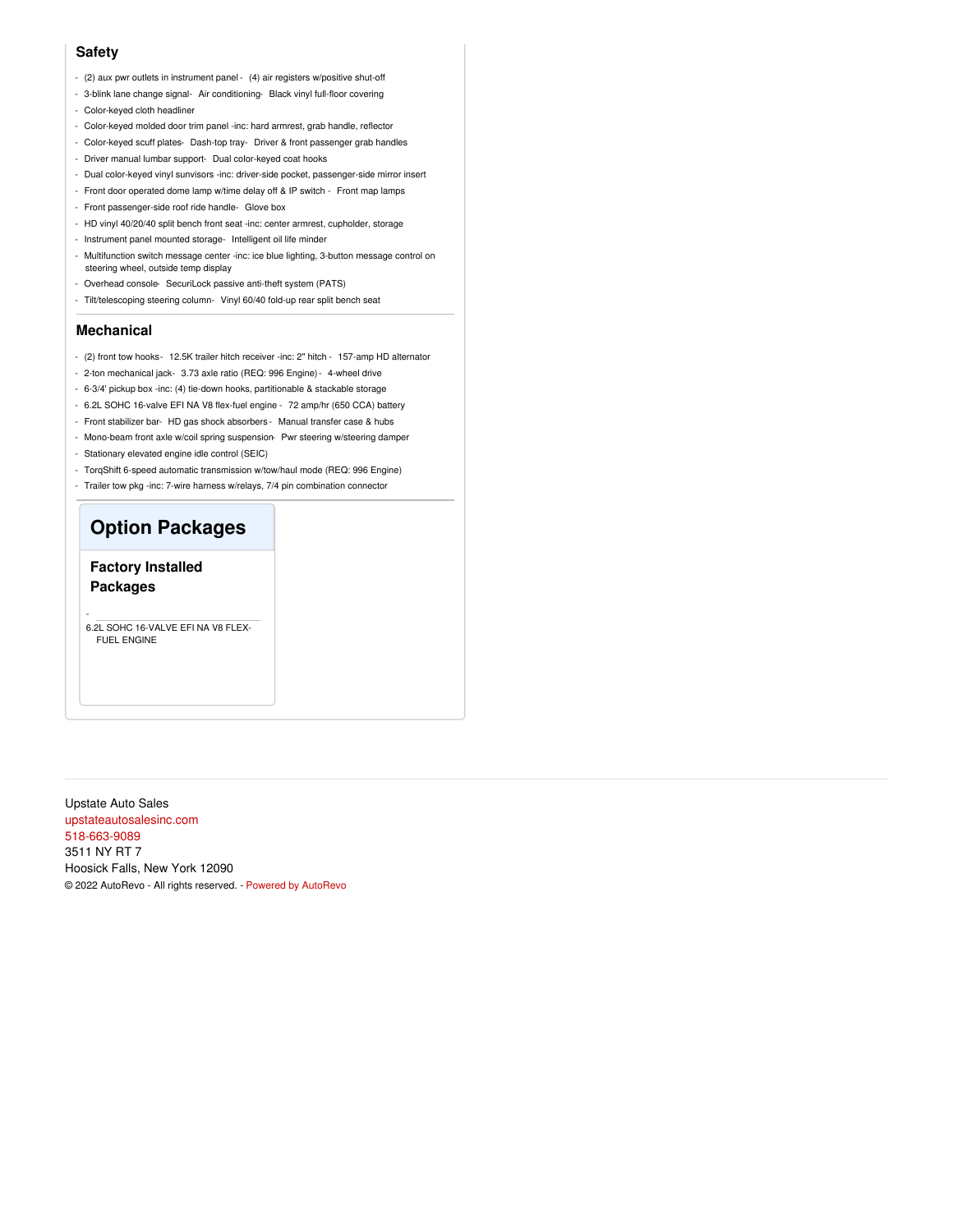## Safety

- (2) aux pwr outlets in instrument panel - (4) air registers w/positive shut-off
- 3-blink lane change signal- Air conditioning- Black vinyl full-floor covering
- Color-keyed cloth headliner
- Color-keyed molded door trim panel -inc: hard armrest, grab handle, reflector
- Color-keyed scuff plates- Dash-top tray- Driver & front passenger grab handles
- Driver manual lumbar support- Dual color-keyed coat hooks
- Dual color-keyed vinyl sunvisors -inc: driver-side pocket, passenger-side mirror insert
- Front door operated dome lamp w/time delay off & IP switch - Front map lamps
- Front passenger-side roof ride handle- Glove box
- HD vinyl 40/20/40 split bench front seat -inc: center armrest, cupholder, storage
- Instrument panel mounted storage- Intelligent oil life minder
- Multifunction switch message center -inc: ice blue lighting, 3-button message control on steering wheel, outside temp display
- Overhead console- SecuriLock passive anti-theft system (PATS)
- Tilt/telescoping steering column- Vinyl 60/40 fold-up rear split bench seat

## Mechanical

- (2) front tow hooks- 12.5K trailer hitch receiver -inc: 2" hitch - 157-amp HD alternator
- 2-ton mechanical jack- 3.73 axle ratio (REQ: 996 Engine) - 4-wheel drive
- 6-3/4' pickup box -inc: (4) tie-down hooks, partitionable & stackable storage
- 6.2L SOHC 16-valve EFI NA V8 flex-fuel engine - 72 amp/hr (650 CCA) battery
- Front stabilizer bar- HD gas shock absorbers - Manual transfer case & hubs
- Mono-beam front axle w/coil spring suspension- Pwr steering w/steering damper
- Stationary elevated engine idle control (SEIC)
- TorqShift 6-speed automatic transmission w/tow/haul mode (REQ: 996 Engine)
- Trailer tow pkg -inc: 7-wire harness w/relays, 7/4 pin combination connector

# Option Packages

### Factory Installed Packages

- 6.2L SOHC 16-VALVE EFI NA V8 FLEX-FUEL ENGINE

Upstate Auto Sales
upstateautosalesinc.com
518-663-9089
3511 NY RT 7
Hoosick Falls, New York 12090
© 2022 AutoRevo - All rights reserved. - Powered by AutoRevo